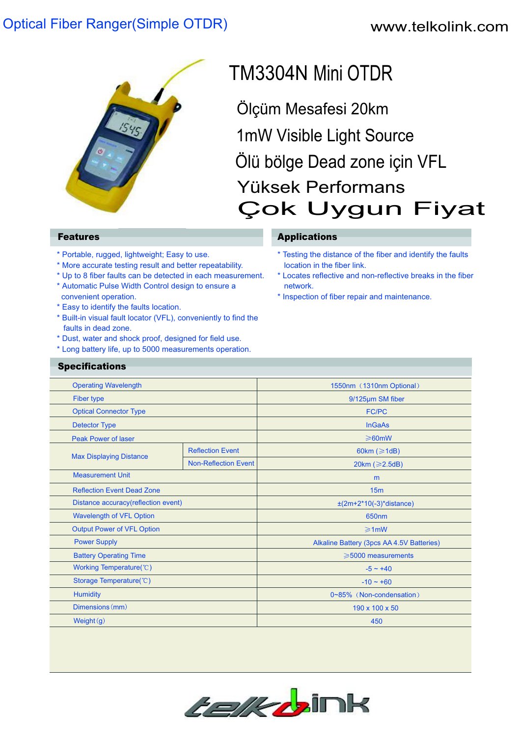Optical Fiber Ranger(Simple OTDR)

www.telkolink.com

# TM3304N Mini OTDR

Ölçüm Mesafesi 20km

1mW Visible Light Source

Ölü bölge Dead zone için VFL

Yüksek Performans

Çok Uygun Fiyat

## Features

* Portable, rugged, lightweight; Easy to use.
* More accurate testing result and better repeatability.
* Up to 8 fiber faults can be detected in each measurement.
* Automatic Pulse Width Control design to ensure a convenient operation.
* Easy to identify the faults location.
* Built-in visual fault locator (VFL), conveniently to find the faults in dead zone.
* Dust, water and shock proof, designed for field use.
* Long battery life, up to 5000 measurements operation.

## Applications

* Testing the distance of the fiber and identify the faults location in the fiber link.
* Locates reflective and non-reflective breaks in the fiber network.
* Inspection of fiber repair and maintenance.

## Specifications

| Parameter | | Value |
|---|---|---|
| Operating Wavelength | | 1550nm（1310nm Optional） |
| Fiber type | | 9/125μm SM fiber |
| Optical Connector Type | | FC/PC |
| Detector Type | | InGaAs |
| Peak Power of laser | | ≥60mW |
| Max Displaying Distance | Reflection Event | 60km (≥1dB) |
| | Non-Reflection Event | 20km (≥2.5dB) |
| Measurement Unit | | m |
| Reflection Event Dead Zone | | 15m |
| Distance accuracy(reflection event) | | ±(2m+2*10(-3)*distance) |
| Wavelength of VFL Option | | 650nm |
| Output Power of VFL Option | | ≥1mW |
| Power Supply | | Alkaline Battery (3pcs AA 4.5V Batteries) |
| Battery Operating Time | | ≥5000 measurements |
| Working Temperature(℃) | | -5 ~ +40 |
| Storage Temperature(℃) | | -10 ~ +60 |
| Humidity | | 0~85%（Non-condensation） |
| Dimensions(mm) | | 190 x 100 x 50 |
| Weight(g) | | 450 |

telkolink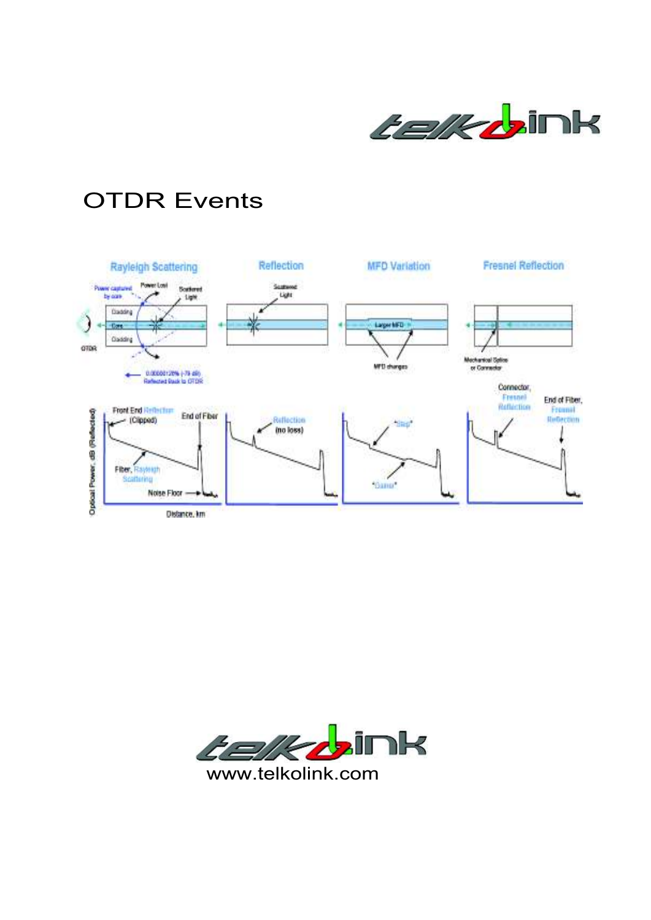# OTDR Events

Rayleigh Scattering

Reflection

MFD Variation

Fresnel Reflection

Power captured by core

Power Lost

Scattered Light

Cladding

Core

Cladding

OTDR

0.0000012% (-79 dB) Reflected Back to OTDR

Scattered Light

Larger MFD

MFD changes

Mechanical Splice or Connector

Front End Reflection (Clipped)

End of Fiber

Fiber, Rayleigh Scattering

Noise Floor

Optical Power, dB (Reflected)

Distance, km

Reflection (no loss)

"Step"

"Gainer"

Connector, Fresnel Reflection

End of Fiber, Fresnel Reflection

www.telkolink.com